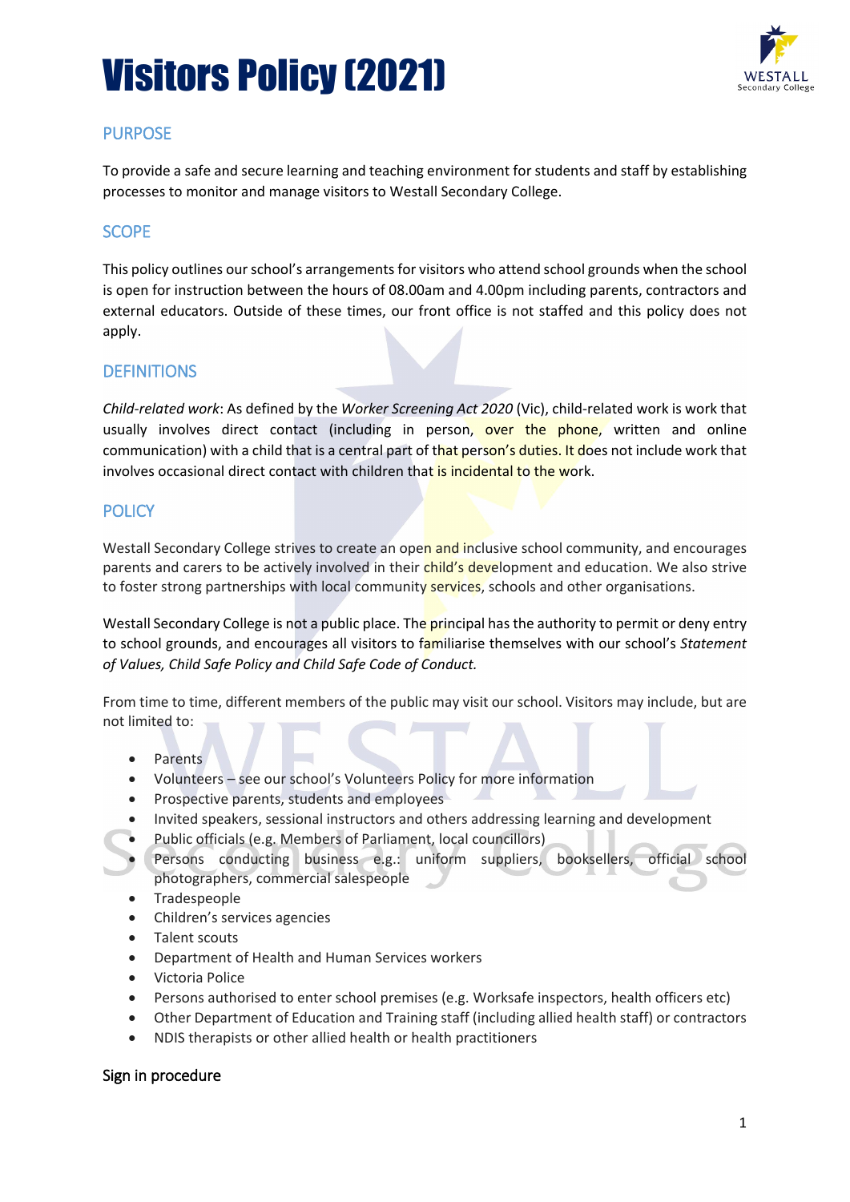# Visitors Policy (2021)

## PURPOSE

To provide a safe and secure learning and teaching environment for students and staff by establishing processes to monitor and manage visitors to Westall Secondary College.

## SCOPE

This policy outlines our school's arrangements for visitors who attend school grounds when the school is open for instruction between the hours of 08.00am and 4.00pm including parents, contractors and external educators. Outside of these times, our front office is not staffed and this policy does not apply.

## DEFINITIONS

*Child-related work*: As defined by the *Worker Screening Act 2020* (Vic), child-related work is work that usually involves direct contact (including in person, over the phone, written and online communication) with a child that is a central part of that person's duties. It does not include work that involves occasional direct contact with children that is incidental to the work.

## POLICY

Westall Secondary College strives to create an open and inclusive school community, and encourages parents and carers to be actively involved in their child's development and education. We also strive to foster strong partnerships with local community services, schools and other organisations.

Westall Secondary College is not a public place. The principal has the authority to permit or deny entry to school grounds, and encourages all visitors to familiarise themselves with our school's *Statement of Values, Child Safe Policy and Child Safe Code of Conduct.*

From time to time, different members of the public may visit our school. Visitors may include, but are not limited to:

- Parents
- Volunteers – see our school's Volunteers Policy for more information
- Prospective parents, students and employees
- Invited speakers, sessional instructors and others addressing learning and development
- Public officials (e.g. Members of Parliament, local councillors)
- Persons conducting business e.g.: uniform suppliers, booksellers, official school photographers, commercial salespeople
- Tradespeople
- Children's services agencies
- Talent scouts
- Department of Health and Human Services workers
- Victoria Police
- Persons authorised to enter school premises (e.g. Worksafe inspectors, health officers etc)
- Other Department of Education and Training staff (including allied health staff) or contractors
- NDIS therapists or other allied health or health practitioners

### Sign in procedure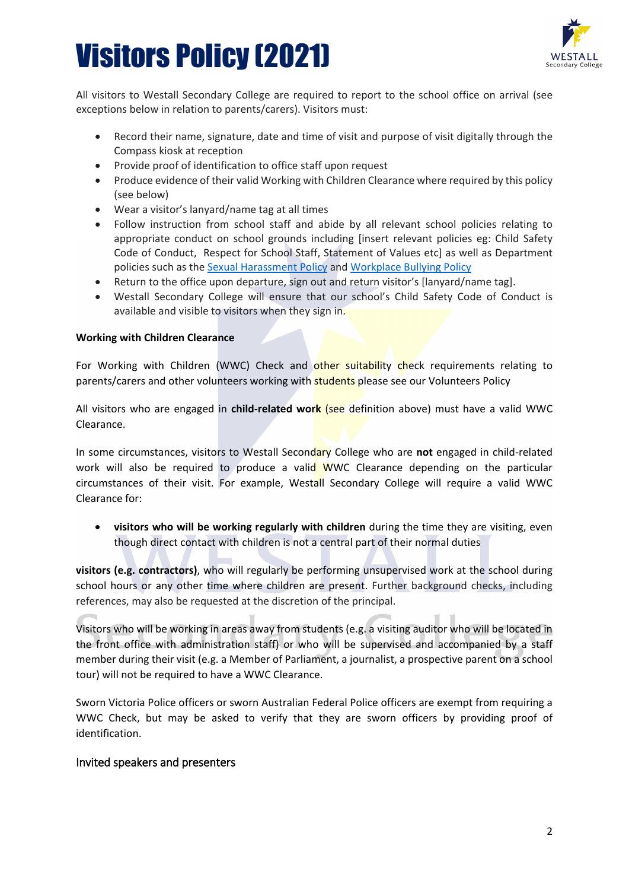# Visitors Policy (2021)

All visitors to Westall Secondary College are required to report to the school office on arrival (see exceptions below in relation to parents/carers). Visitors must:

- Record their name, signature, date and time of visit and purpose of visit digitally through the Compass kiosk at reception
- Provide proof of identification to office staff upon request
- Produce evidence of their valid Working with Children Clearance where required by this policy (see below)
- Wear a visitor's lanyard/name tag at all times
- Follow instruction from school staff and abide by all relevant school policies relating to appropriate conduct on school grounds including [insert relevant policies eg: Child Safety Code of Conduct, Respect for School Staff, Statement of Values etc] as well as Department policies such as the Sexual Harassment Policy and Workplace Bullying Policy
- Return to the office upon departure, sign out and return visitor's [lanyard/name tag].
- Westall Secondary College will ensure that our school's Child Safety Code of Conduct is available and visible to visitors when they sign in.

**Working with Children Clearance**

For Working with Children (WWC) Check and other suitability check requirements relating to parents/carers and other volunteers working with students please see our Volunteers Policy

All visitors who are engaged in **child-related work** (see definition above) must have a valid WWC Clearance.

In some circumstances, visitors to Westall Secondary College who are **not** engaged in child-related work will also be required to produce a valid WWC Clearance depending on the particular circumstances of their visit. For example, Westall Secondary College will require a valid WWC Clearance for:

- **visitors who will be working regularly with children** during the time they are visiting, even though direct contact with children is not a central part of their normal duties

**visitors (e.g. contractors)**, who will regularly be performing unsupervised work at the school during school hours or any other time where children are present. Further background checks, including references, may also be requested at the discretion of the principal.

Visitors who will be working in areas away from students (e.g. a visiting auditor who will be located in the front office with administration staff) or who will be supervised and accompanied by a staff member during their visit (e.g. a Member of Parliament, a journalist, a prospective parent on a school tour) will not be required to have a WWC Clearance.

Sworn Victoria Police officers or sworn Australian Federal Police officers are exempt from requiring a WWC Check, but may be asked to verify that they are sworn officers by providing proof of identification.

## Invited speakers and presenters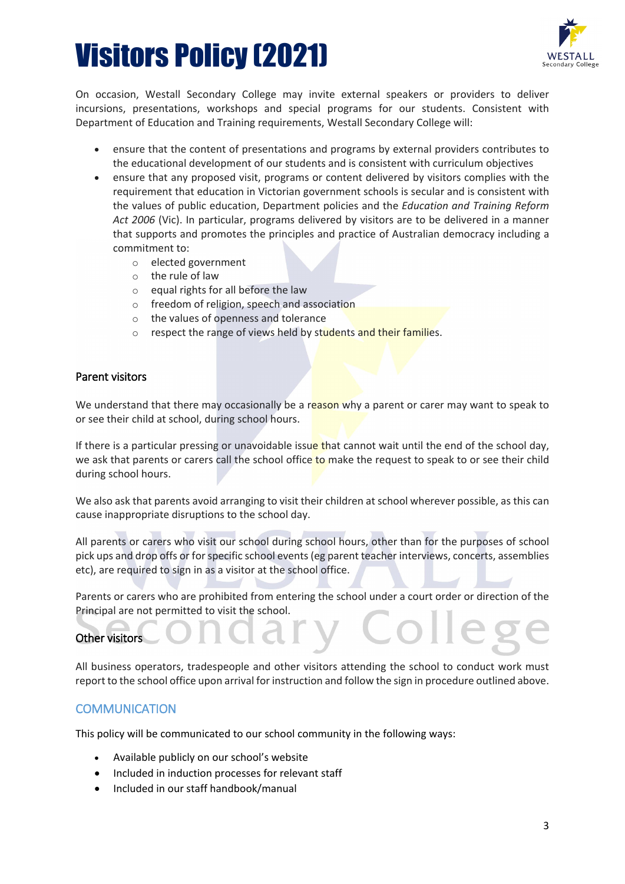# Visitors Policy (2021)

On occasion, Westall Secondary College may invite external speakers or providers to deliver incursions, presentations, workshops and special programs for our students. Consistent with Department of Education and Training requirements, Westall Secondary College will:

- ensure that the content of presentations and programs by external providers contributes to the educational development of our students and is consistent with curriculum objectives
- ensure that any proposed visit, programs or content delivered by visitors complies with the requirement that education in Victorian government schools is secular and is consistent with the values of public education, Department policies and the *Education and Training Reform Act 2006* (Vic). In particular, programs delivered by visitors are to be delivered in a manner that supports and promotes the principles and practice of Australian democracy including a commitment to:
  - elected government
  - the rule of law
  - equal rights for all before the law
  - freedom of religion, speech and association
  - the values of openness and tolerance
  - respect the range of views held by students and their families.

### Parent visitors

We understand that there may occasionally be a reason why a parent or carer may want to speak to or see their child at school, during school hours.

If there is a particular pressing or unavoidable issue that cannot wait until the end of the school day, we ask that parents or carers call the school office to make the request to speak to or see their child during school hours.

We also ask that parents avoid arranging to visit their children at school wherever possible, as this can cause inappropriate disruptions to the school day.

All parents or carers who visit our school during school hours, other than for the purposes of school pick ups and drop offs or for specific school events (eg parent teacher interviews, concerts, assemblies etc), are required to sign in as a visitor at the school office.

Parents or carers who are prohibited from entering the school under a court order or direction of the Principal are not permitted to visit the school.

### Other visitors

All business operators, tradespeople and other visitors attending the school to conduct work must report to the school office upon arrival for instruction and follow the sign in procedure outlined above.

## COMMUNICATION

This policy will be communicated to our school community in the following ways:

- Available publicly on our school's website
- Included in induction processes for relevant staff
- Included in our staff handbook/manual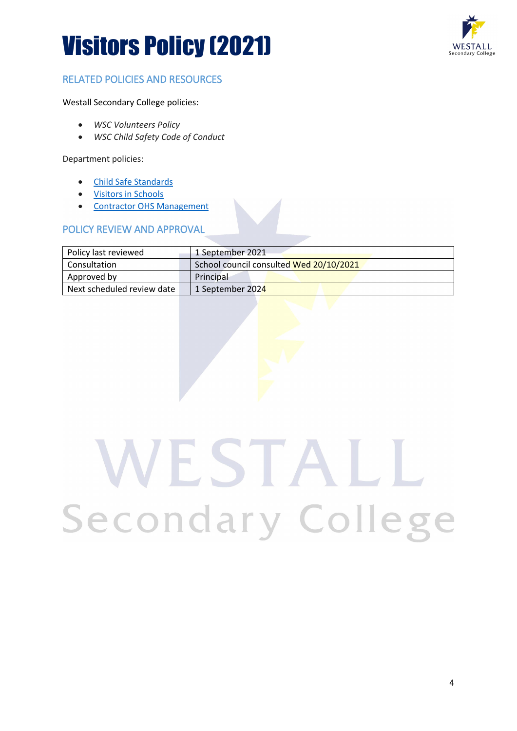# Visitors Policy (2021)

## RELATED POLICIES AND RESOURCES

Westall Secondary College policies:

- *WSC Volunteers Policy*
- *WSC Child Safety Code of Conduct*

Department policies:

- Child Safe Standards
- Visitors in Schools
- Contractor OHS Management

## POLICY REVIEW AND APPROVAL

| | |
|---|---|
| Policy last reviewed | 1 September 2021 |
| Consultation | School council consulted Wed 20/10/2021 |
| Approved by | Principal |
| Next scheduled review date | 1 September 2024 |